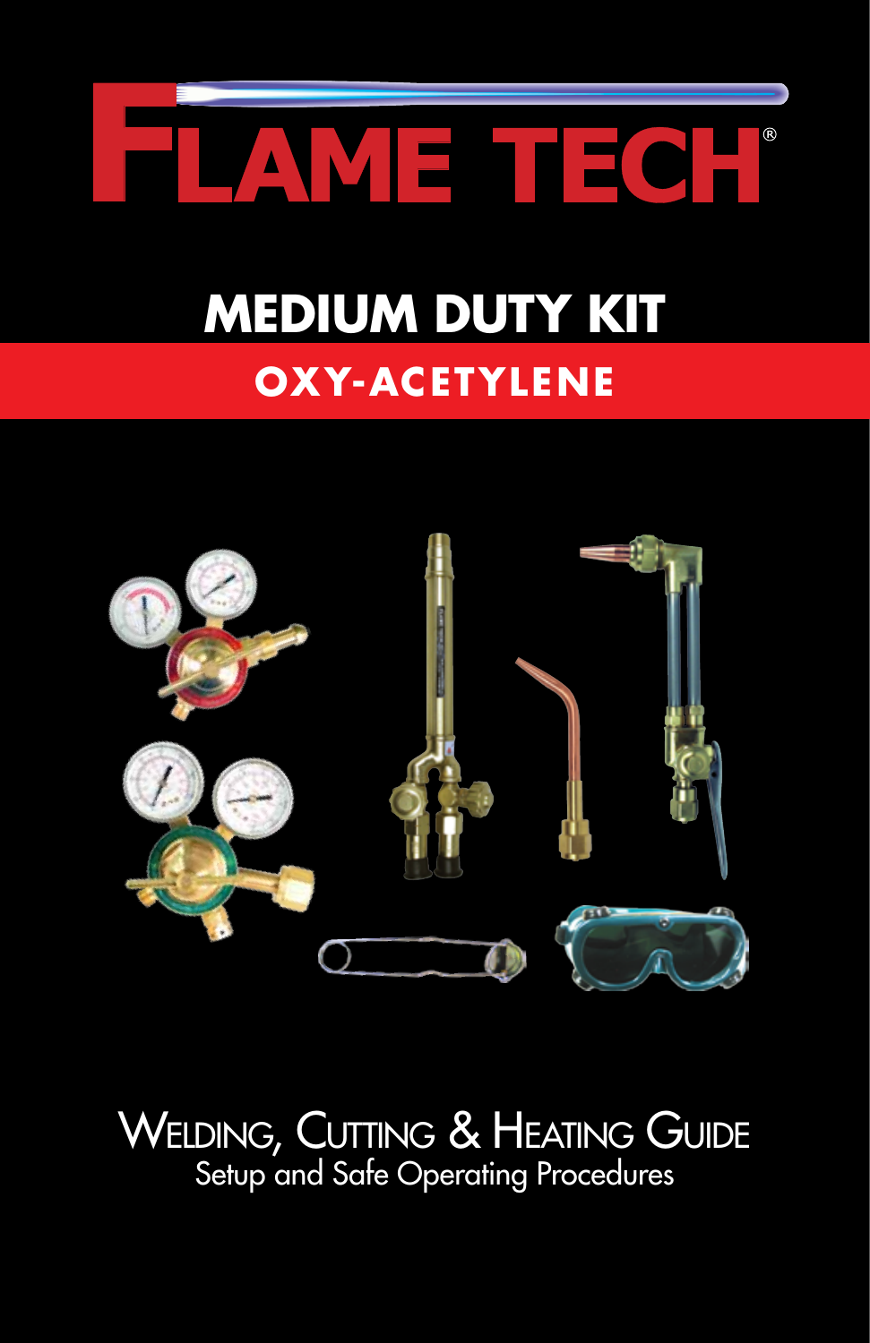# FLAME TECH®

## MEDIUM DUTY KIT

### OXY-ACETYLENE

WELDING, CUTTING & HEATING GUIDE

Setup and Safe Operating Procedures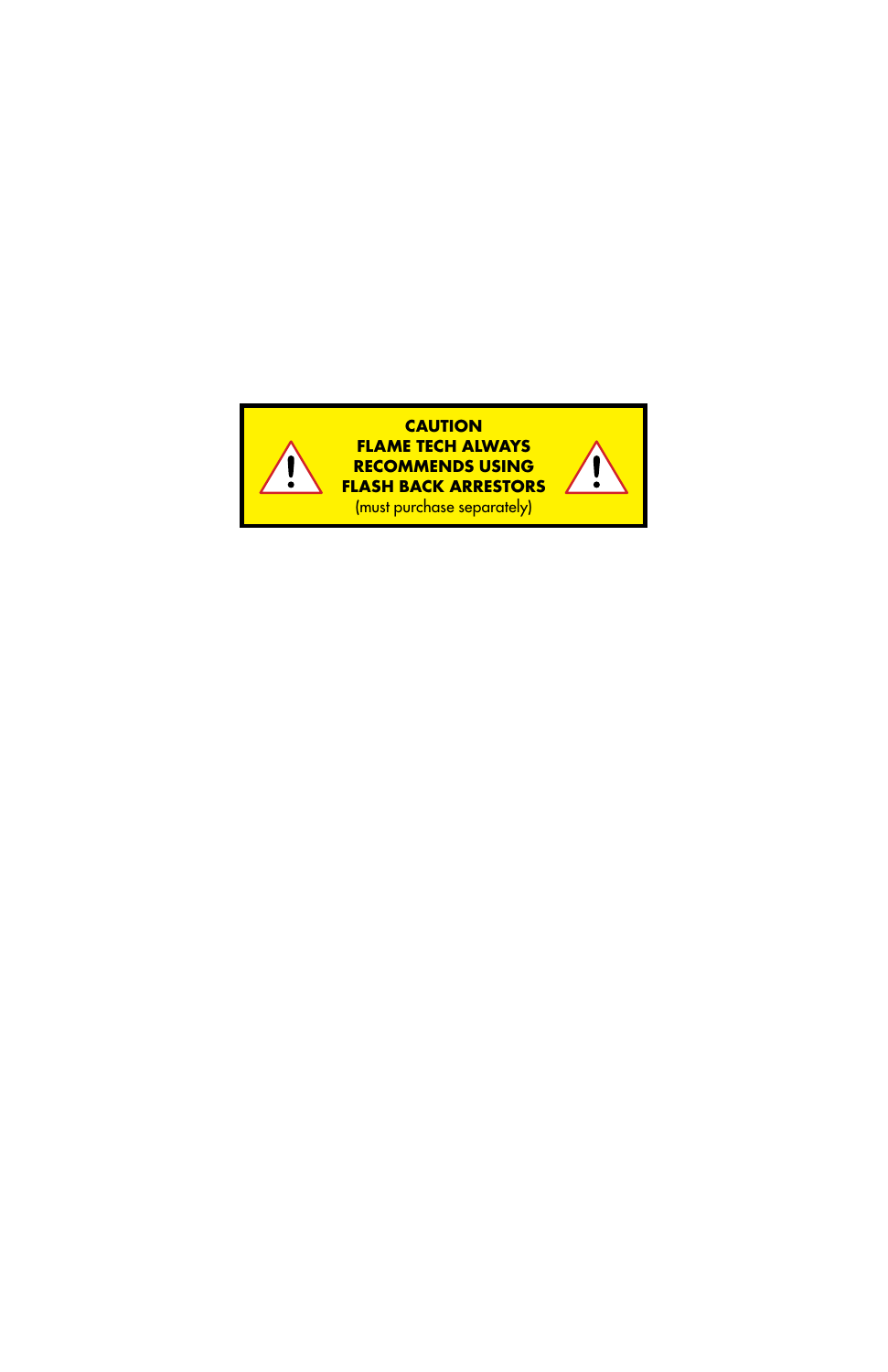**CAUTION**
**FLAME TECH ALWAYS**
**RECOMMENDS USING**
**FLASH BACK ARRESTORS**
(must purchase separately)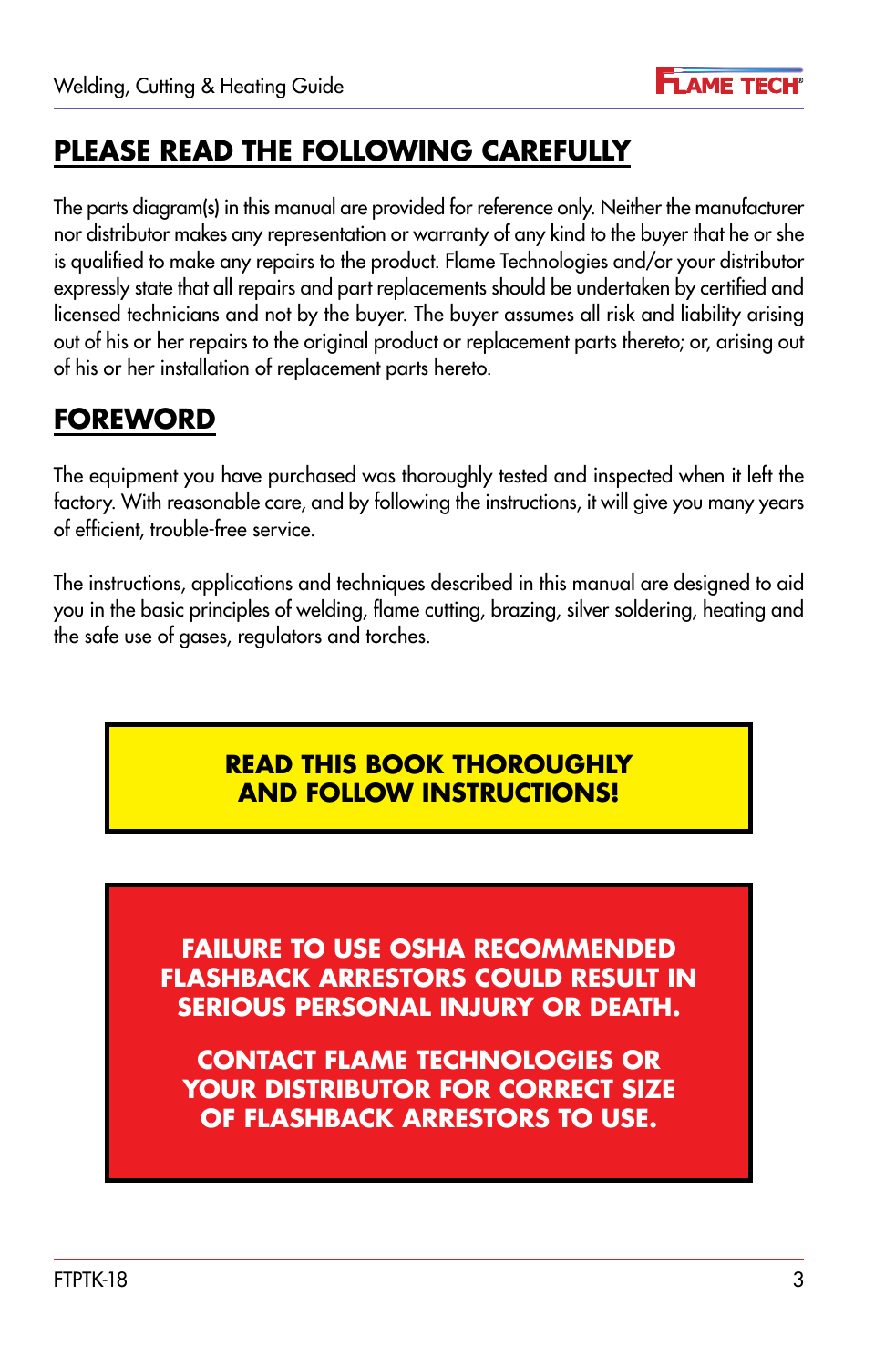## PLEASE READ THE FOLLOWING CAREFULLY

The parts diagram(s) in this manual are provided for reference only. Neither the manufacturer nor distributor makes any representation or warranty of any kind to the buyer that he or she is qualified to make any repairs to the product. Flame Technologies and/or your distributor expressly state that all repairs and part replacements should be undertaken by certified and licensed technicians and not by the buyer. The buyer assumes all risk and liability arising out of his or her repairs to the original product or replacement parts thereto; or, arising out of his or her installation of replacement parts hereto.

## FOREWORD

The equipment you have purchased was thoroughly tested and inspected when it left the factory. With reasonable care, and by following the instructions, it will give you many years of efficient, trouble-free service.

The instructions, applications and techniques described in this manual are designed to aid you in the basic principles of welding, flame cutting, brazing, silver soldering, heating and the safe use of gases, regulators and torches.

**READ THIS BOOK THOROUGHLY AND FOLLOW INSTRUCTIONS!**

**FAILURE TO USE OSHA RECOMMENDED FLASHBACK ARRESTORS COULD RESULT IN SERIOUS PERSONAL INJURY OR DEATH.**

**CONTACT FLAME TECHNOLOGIES OR YOUR DISTRIBUTOR FOR CORRECT SIZE OF FLASHBACK ARRESTORS TO USE.**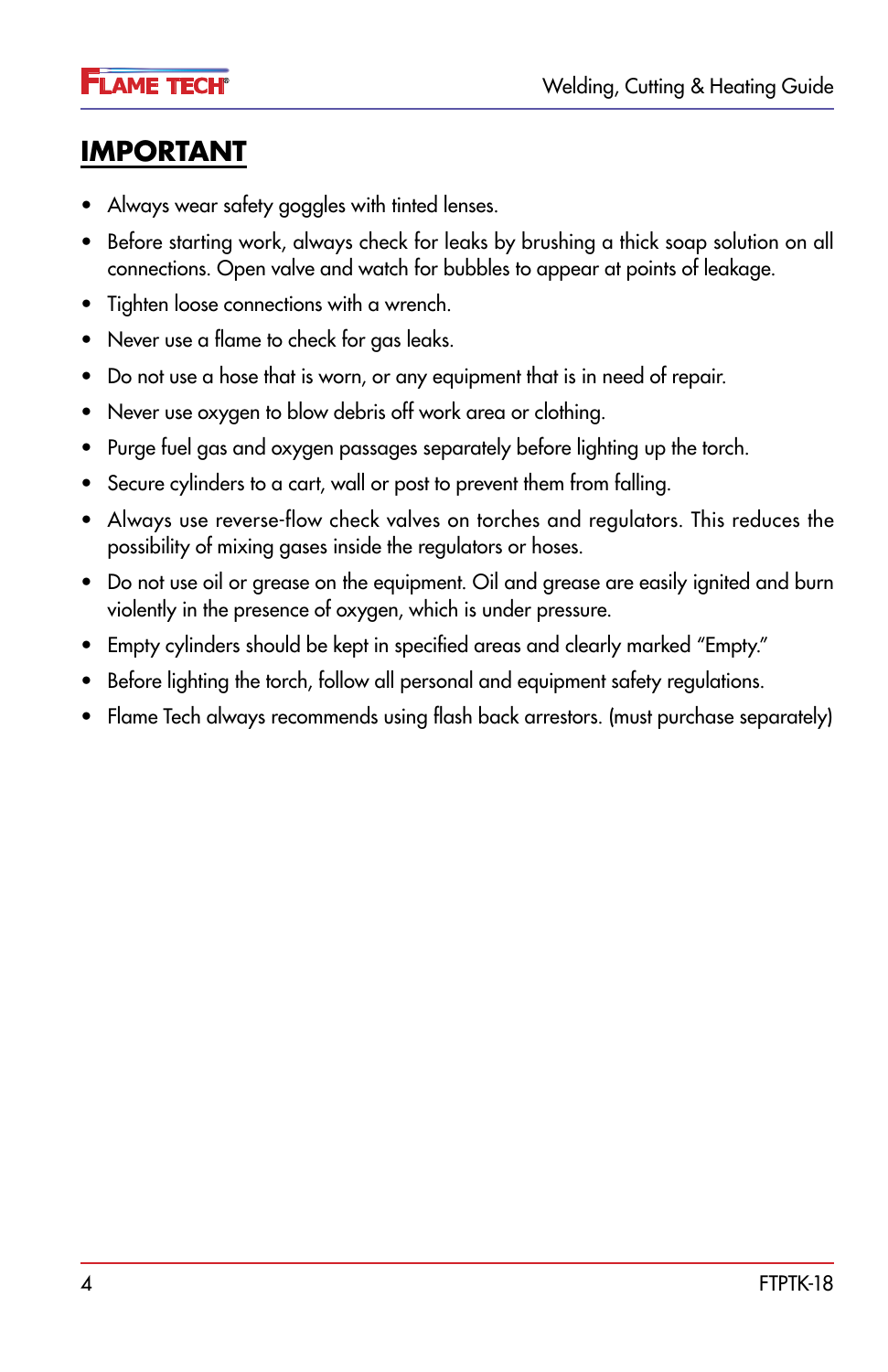## IMPORTANT

- Always wear safety goggles with tinted lenses.
- Before starting work, always check for leaks by brushing a thick soap solution on all connections. Open valve and watch for bubbles to appear at points of leakage.
- Tighten loose connections with a wrench.
- Never use a flame to check for gas leaks.
- Do not use a hose that is worn, or any equipment that is in need of repair.
- Never use oxygen to blow debris off work area or clothing.
- Purge fuel gas and oxygen passages separately before lighting up the torch.
- Secure cylinders to a cart, wall or post to prevent them from falling.
- Always use reverse-flow check valves on torches and regulators. This reduces the possibility of mixing gases inside the regulators or hoses.
- Do not use oil or grease on the equipment. Oil and grease are easily ignited and burn violently in the presence of oxygen, which is under pressure.
- Empty cylinders should be kept in specified areas and clearly marked "Empty."
- Before lighting the torch, follow all personal and equipment safety regulations.
- Flame Tech always recommends using flash back arrestors. (must purchase separately)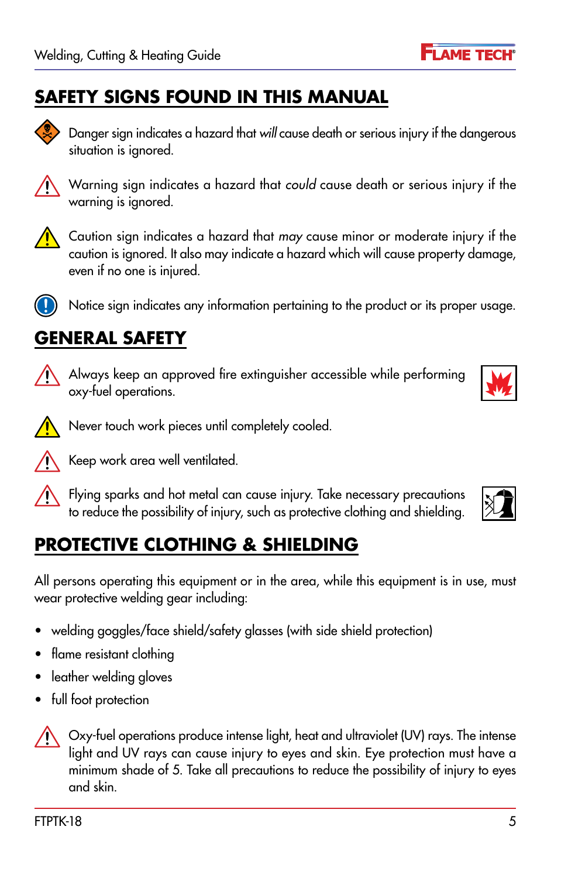## SAFETY SIGNS FOUND IN THIS MANUAL

Danger sign indicates a hazard that *will* cause death or serious injury if the dangerous situation is ignored.

Warning sign indicates a hazard that *could* cause death or serious injury if the warning is ignored.

Caution sign indicates a hazard that *may* cause minor or moderate injury if the caution is ignored. It also may indicate a hazard which will cause property damage, even if no one is injured.

Notice sign indicates any information pertaining to the product or its proper usage.

## GENERAL SAFETY

Always keep an approved fire extinguisher accessible while performing oxy-fuel operations.

Never touch work pieces until completely cooled.

Keep work area well ventilated.

Flying sparks and hot metal can cause injury. Take necessary precautions to reduce the possibility of injury, such as protective clothing and shielding.

## PROTECTIVE CLOTHING & SHIELDING

All persons operating this equipment or in the area, while this equipment is in use, must wear protective welding gear including:

- welding goggles/face shield/safety glasses (with side shield protection)
- flame resistant clothing
- leather welding gloves
- full foot protection

Oxy-fuel operations produce intense light, heat and ultraviolet (UV) rays. The intense light and UV rays can cause injury to eyes and skin. Eye protection must have a minimum shade of 5. Take all precautions to reduce the possibility of injury to eyes and skin.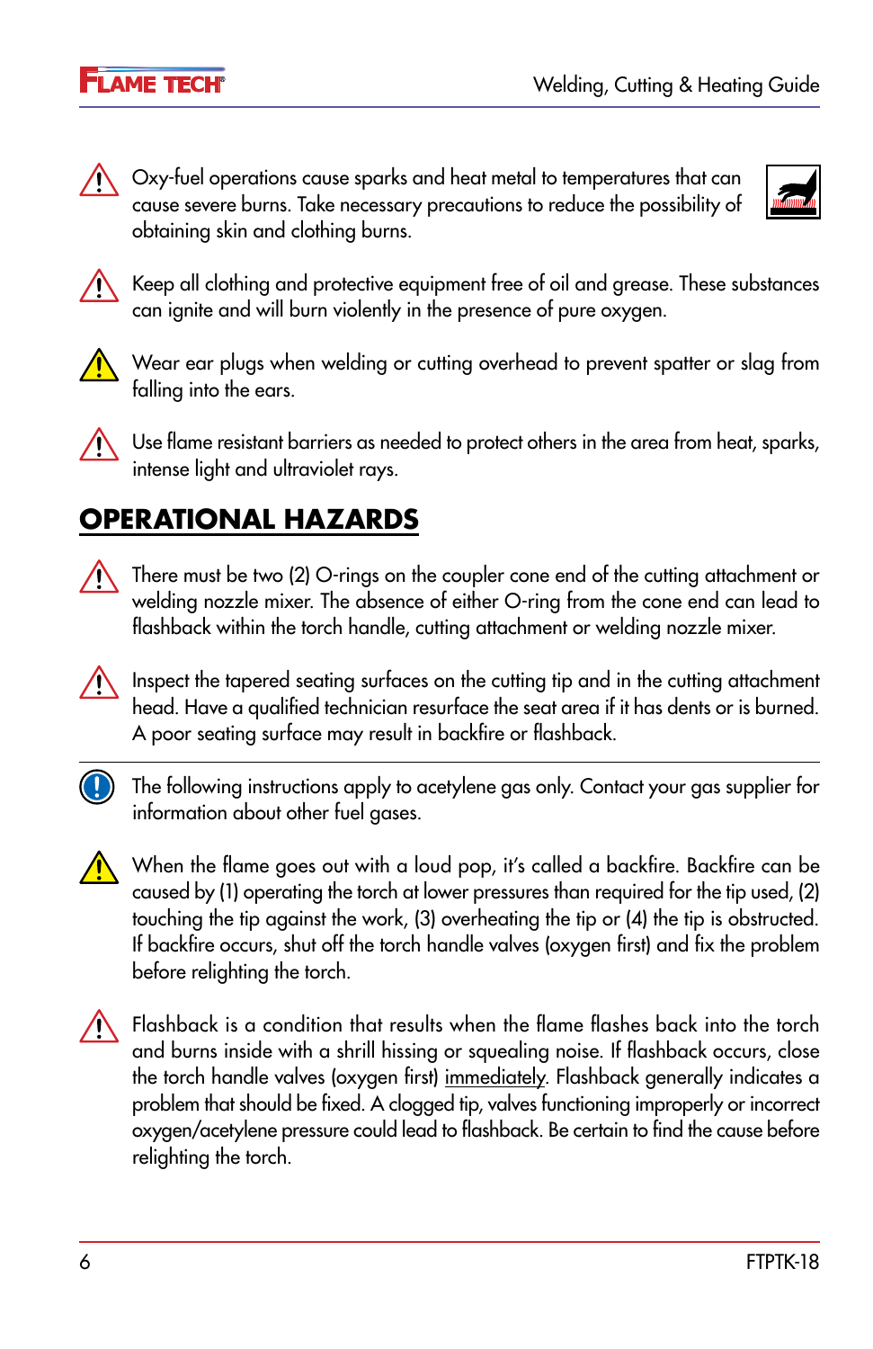Oxy-fuel operations cause sparks and heat metal to temperatures that can cause severe burns. Take necessary precautions to reduce the possibility of obtaining skin and clothing burns.

Keep all clothing and protective equipment free of oil and grease. These substances can ignite and will burn violently in the presence of pure oxygen.

Wear ear plugs when welding or cutting overhead to prevent spatter or slag from falling into the ears.

Use flame resistant barriers as needed to protect others in the area from heat, sparks, intense light and ultraviolet rays.

## OPERATIONAL HAZARDS

There must be two (2) O-rings on the coupler cone end of the cutting attachment or welding nozzle mixer. The absence of either O-ring from the cone end can lead to flashback within the torch handle, cutting attachment or welding nozzle mixer.

Inspect the tapered seating surfaces on the cutting tip and in the cutting attachment head. Have a qualified technician resurface the seat area if it has dents or is burned. A poor seating surface may result in backfire or flashback.

---

The following instructions apply to acetylene gas only. Contact your gas supplier for information about other fuel gases.

When the flame goes out with a loud pop, it's called a backfire. Backfire can be caused by (1) operating the torch at lower pressures than required for the tip used, (2) touching the tip against the work, (3) overheating the tip or (4) the tip is obstructed. If backfire occurs, shut off the torch handle valves (oxygen first) and fix the problem before relighting the torch.

Flashback is a condition that results when the flame flashes back into the torch and burns inside with a shrill hissing or squealing noise. If flashback occurs, close the torch handle valves (oxygen first) <u>immediately</u>. Flashback generally indicates a problem that should be fixed. A clogged tip, valves functioning improperly or incorrect oxygen/acetylene pressure could lead to flashback. Be certain to find the cause before relighting the torch.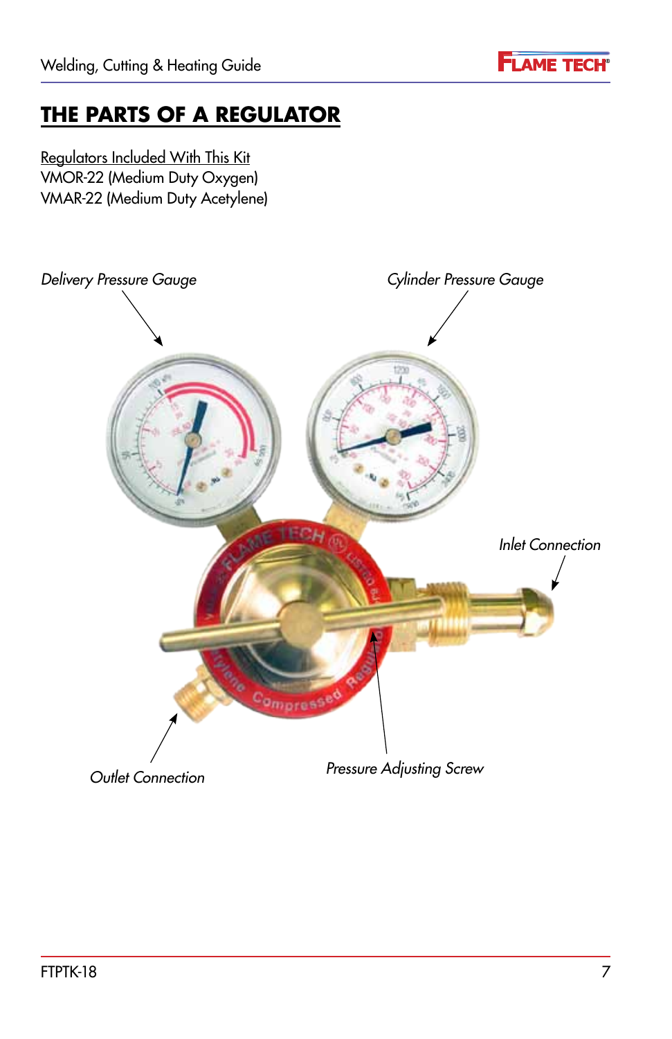# THE PARTS OF A REGULATOR

Regulators Included With This Kit
VMOR-22 (Medium Duty Oxygen)
VMAR-22 (Medium Duty Acetylene)

*Delivery Pressure Gauge*

*Cylinder Pressure Gauge*

*Inlet Connection*

*Outlet Connection*

*Pressure Adjusting Screw*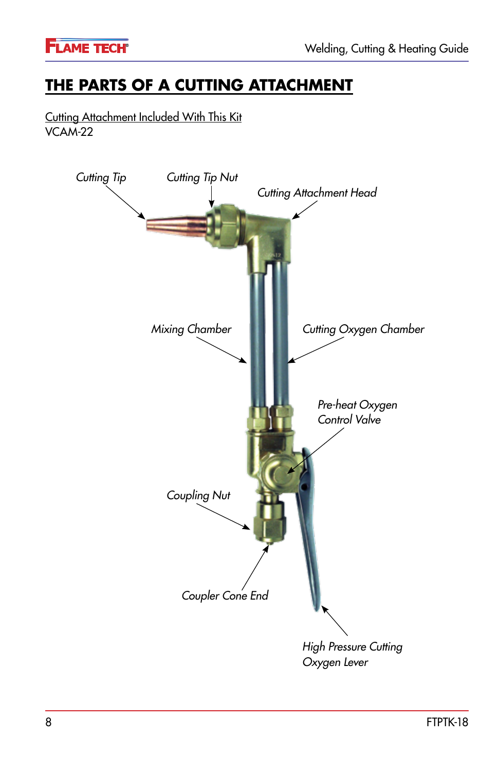# THE PARTS OF A CUTTING ATTACHMENT

Cutting Attachment Included With This Kit
VCAM-22

*Cutting Tip*

*Cutting Tip Nut*

*Cutting Attachment Head*

*Mixing Chamber*

*Cutting Oxygen Chamber*

*Pre-heat Oxygen Control Valve*

*Coupling Nut*

*Coupler Cone End*

*High Pressure Cutting Oxygen Lever*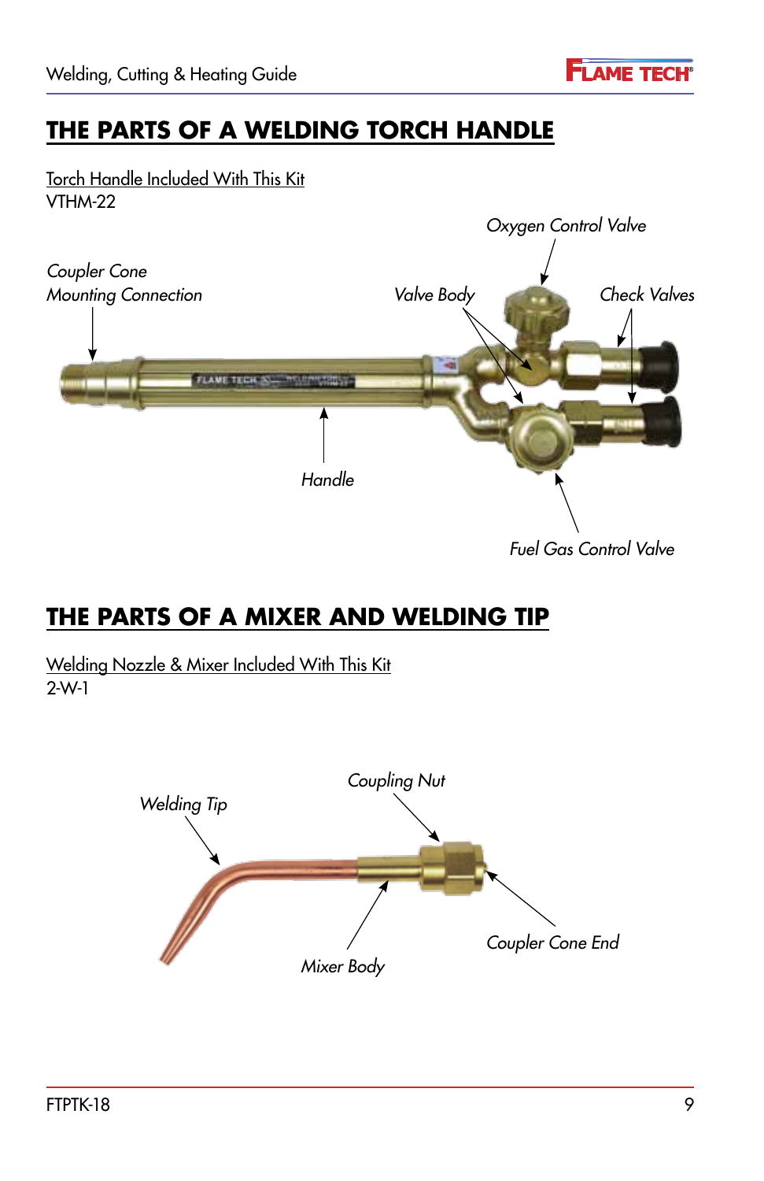# THE PARTS OF A WELDING TORCH HANDLE

Torch Handle Included With This Kit
VTHM-22

*Oxygen Control Valve*

*Coupler Cone Mounting Connection*

*Valve Body*

*Check Valves*

*Handle*

*Fuel Gas Control Valve*

# THE PARTS OF A MIXER AND WELDING TIP

Welding Nozzle & Mixer Included With This Kit
2-W-1

*Coupling Nut*

*Welding Tip*

*Coupler Cone End*

*Mixer Body*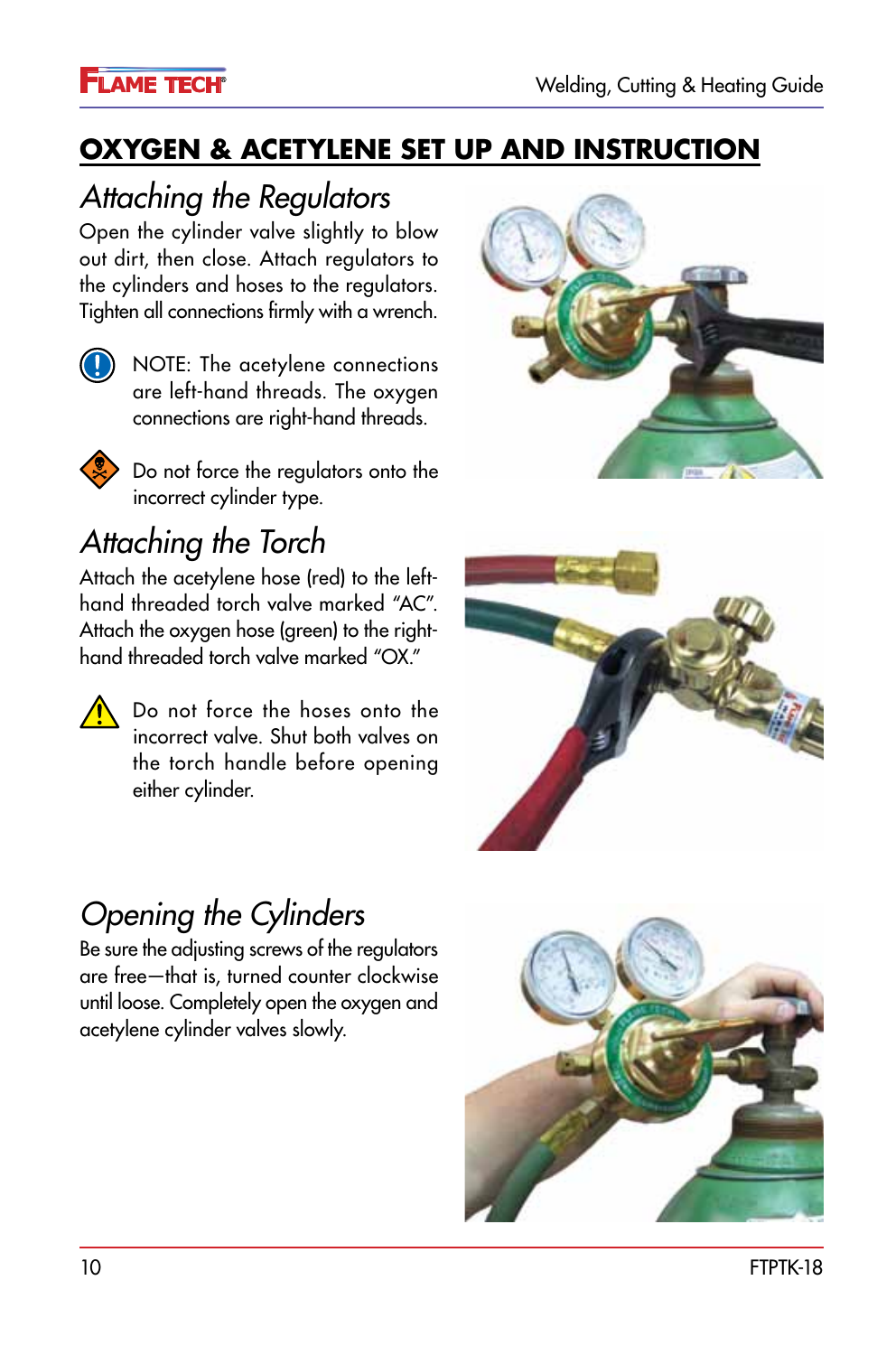## OXYGEN & ACETYLENE SET UP AND INSTRUCTION

### *Attaching the Regulators*

Open the cylinder valve slightly to blow out dirt, then close. Attach regulators to the cylinders and hoses to the regulators. Tighten all connections firmly with a wrench.

NOTE: The acetylene connections are left-hand threads. The oxygen connections are right-hand threads.

Do not force the regulators onto the incorrect cylinder type.

### *Attaching the Torch*

Attach the acetylene hose (red) to the left-hand threaded torch valve marked “AC”. Attach the oxygen hose (green) to the right-hand threaded torch valve marked “OX.”

Do not force the hoses onto the incorrect valve. Shut both valves on the torch handle before opening either cylinder.

### *Opening the Cylinders*

Be sure the adjusting screws of the regulators are free—that is, turned counter clockwise until loose. Completely open the oxygen and acetylene cylinder valves slowly.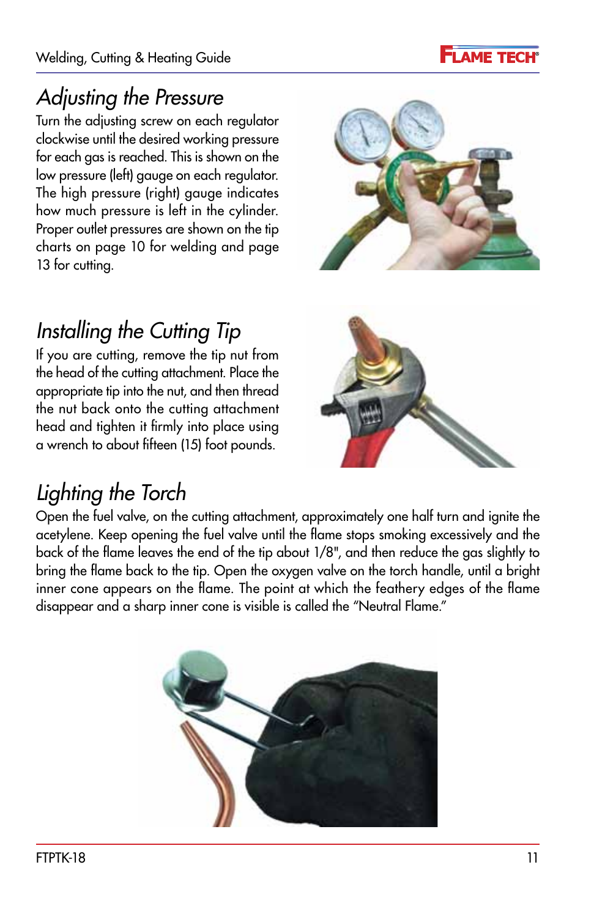## Adjusting the Pressure

Turn the adjusting screw on each regulator clockwise until the desired working pressure for each gas is reached. This is shown on the low pressure (left) gauge on each regulator. The high pressure (right) gauge indicates how much pressure is left in the cylinder. Proper outlet pressures are shown on the tip charts on page 10 for welding and page 13 for cutting.

## Installing the Cutting Tip

If you are cutting, remove the tip nut from the head of the cutting attachment. Place the appropriate tip into the nut, and then thread the nut back onto the cutting attachment head and tighten it firmly into place using a wrench to about fifteen (15) foot pounds.

## Lighting the Torch

Open the fuel valve, on the cutting attachment, approximately one half turn and ignite the acetylene. Keep opening the fuel valve until the flame stops smoking excessively and the back of the flame leaves the end of the tip about 1/8", and then reduce the gas slightly to bring the flame back to the tip. Open the oxygen valve on the torch handle, until a bright inner cone appears on the flame. The point at which the feathery edges of the flame disappear and a sharp inner cone is visible is called the "Neutral Flame."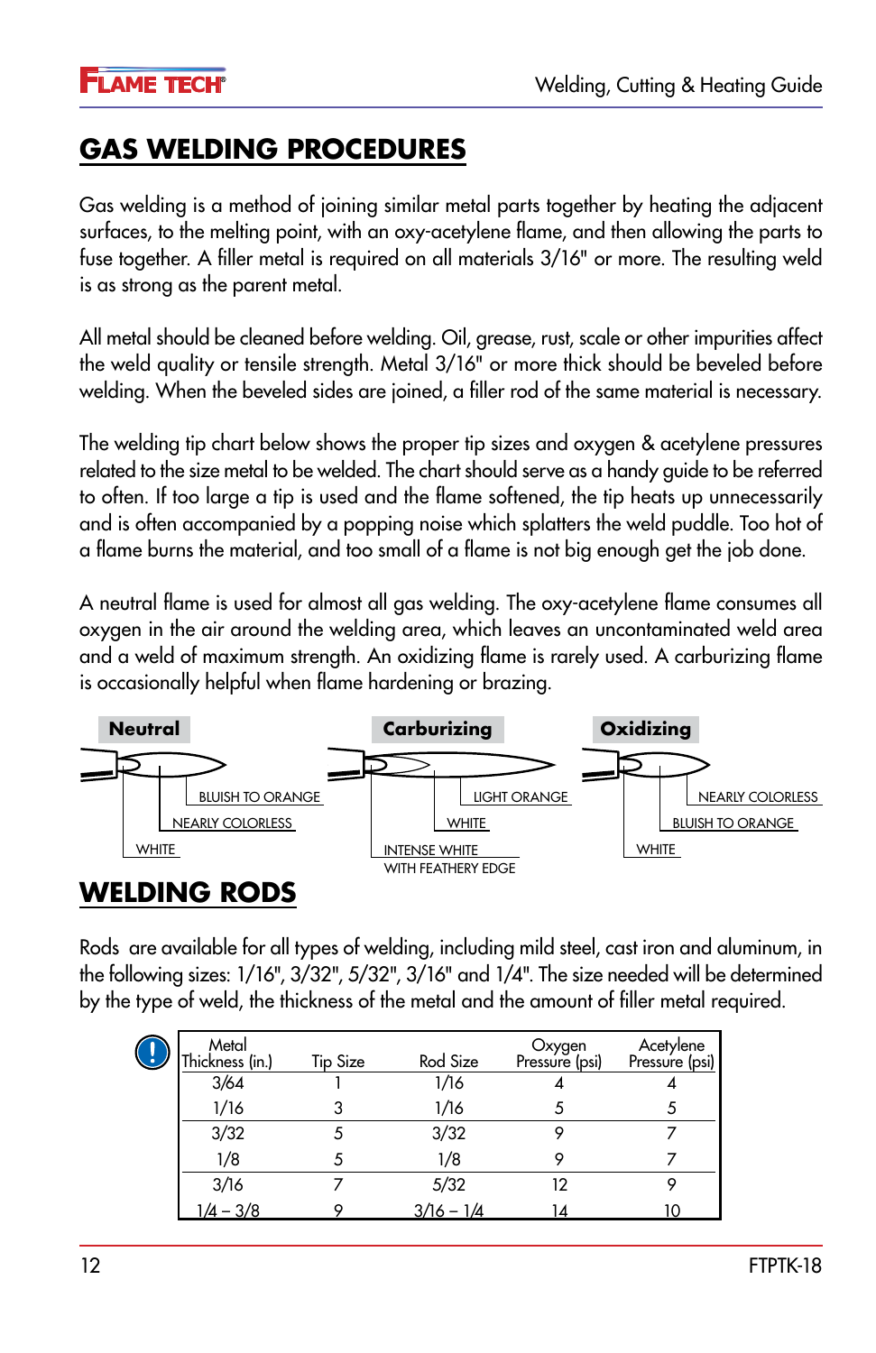## GAS WELDING PROCEDURES

Gas welding is a method of joining similar metal parts together by heating the adjacent surfaces, to the melting point, with an oxy-acetylene flame, and then allowing the parts to fuse together. A filler metal is required on all materials 3/16" or more. The resulting weld is as strong as the parent metal.

All metal should be cleaned before welding. Oil, grease, rust, scale or other impurities affect the weld quality or tensile strength. Metal 3/16" or more thick should be beveled before welding. When the beveled sides are joined, a filler rod of the same material is necessary.

The welding tip chart below shows the proper tip sizes and oxygen & acetylene pressures related to the size metal to be welded. The chart should serve as a handy guide to be referred to often. If too large a tip is used and the flame softened, the tip heats up unnecessarily and is often accompanied by a popping noise which splatters the weld puddle. Too hot of a flame burns the material, and too small of a flame is not big enough get the job done.

A neutral flame is used for almost all gas welding. The oxy-acetylene flame consumes all oxygen in the air around the welding area, which leaves an uncontaminated weld area and a weld of maximum strength. An oxidizing flame is rarely used. A carburizing flame is occasionally helpful when flame hardening or brazing.

**Neutral**
BLUISH TO ORANGE
NEARLY COLORLESS
WHITE

**Carburizing**
LIGHT ORANGE
WHITE
INTENSE WHITE WITH FEATHERY EDGE

**Oxidizing**
NEARLY COLORLESS
BLUISH TO ORANGE
WHITE

## WELDING RODS

Rods are available for all types of welding, including mild steel, cast iron and aluminum, in the following sizes: 1/16", 3/32", 5/32", 3/16" and 1/4". The size needed will be determined by the type of weld, the thickness of the metal and the amount of filler metal required.

| Metal Thickness (in.) | Tip Size | Rod Size | Oxygen Pressure (psi) | Acetylene Pressure (psi) |
|---|---|---|---|---|
| 3/64 | 1 | 1/16 | 4 | 4 |
| 1/16 | 3 | 1/16 | 5 | 5 |
| 3/32 | 5 | 3/32 | 9 | 7 |
| 1/8 | 5 | 1/8 | 9 | 7 |
| 3/16 | 7 | 5/32 | 12 | 9 |
| 1/4 – 3/8 | 9 | 3/16 – 1/4 | 14 | 10 |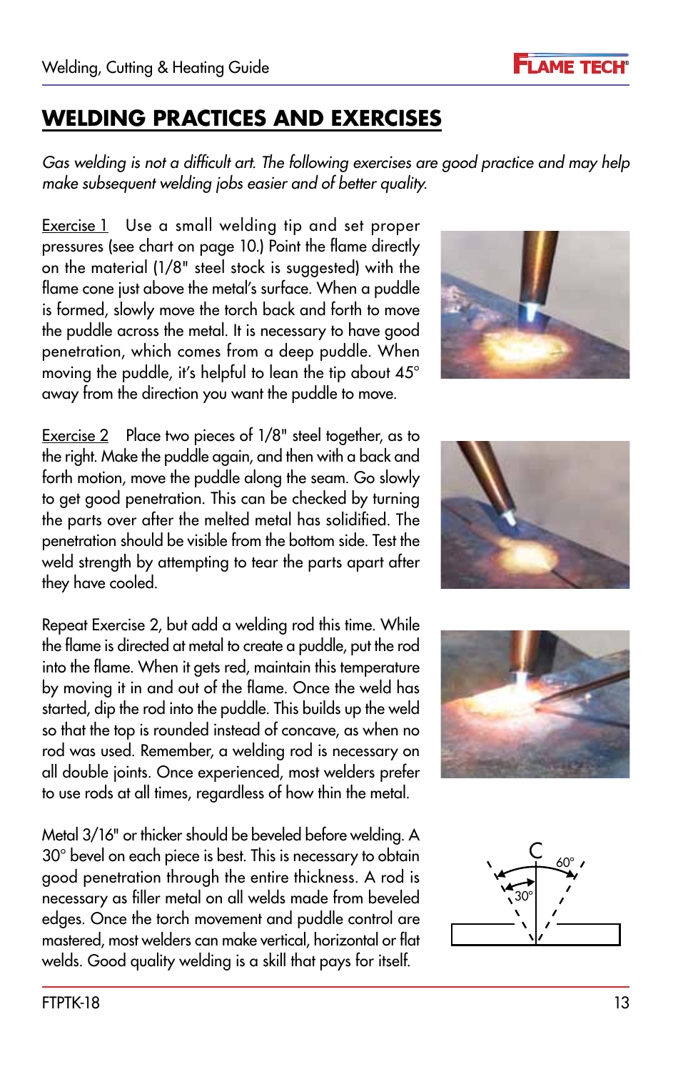# WELDING PRACTICES AND EXERCISES

*Gas welding is not a difficult art. The following exercises are good practice and may help make subsequent welding jobs easier and of better quality.*

Exercise 1  Use a small welding tip and set proper pressures (see chart on page 10.) Point the flame directly on the material (1/8" steel stock is suggested) with the flame cone just above the metal's surface. When a puddle is formed, slowly move the torch back and forth to move the puddle across the metal. It is necessary to have good penetration, which comes from a deep puddle. When moving the puddle, it's helpful to lean the tip about 45° away from the direction you want the puddle to move.

Exercise 2  Place two pieces of 1/8" steel together, as to the right. Make the puddle again, and then with a back and forth motion, move the puddle along the seam. Go slowly to get good penetration. This can be checked by turning the parts over after the melted metal has solidified. The penetration should be visible from the bottom side. Test the weld strength by attempting to tear the parts apart after they have cooled.

Repeat Exercise 2, but add a welding rod this time. While the flame is directed at metal to create a puddle, put the rod into the flame. When it gets red, maintain this temperature by moving it in and out of the flame. Once the weld has started, dip the rod into the puddle. This builds up the weld so that the top is rounded instead of concave, as when no rod was used. Remember, a welding rod is necessary on all double joints. Once experienced, most welders prefer to use rods at all times, regardless of how thin the metal.

Metal 3/16" or thicker should be beveled before welding. A 30° bevel on each piece is best. This is necessary to obtain good penetration through the entire thickness. A rod is necessary as filler metal on all welds made from beveled edges. Once the torch movement and puddle control are mastered, most welders can make vertical, horizontal or flat welds. Good quality welding is a skill that pays for itself.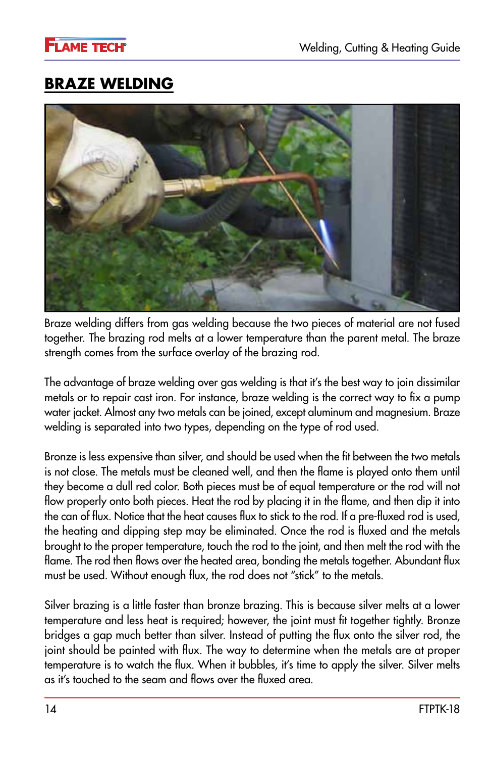## BRAZE WELDING

Braze welding differs from gas welding because the two pieces of material are not fused together. The brazing rod melts at a lower temperature than the parent metal. The braze strength comes from the surface overlay of the brazing rod.

The advantage of braze welding over gas welding is that it's the best way to join dissimilar metals or to repair cast iron. For instance, braze welding is the correct way to fix a pump water jacket. Almost any two metals can be joined, except aluminum and magnesium. Braze welding is separated into two types, depending on the type of rod used.

Bronze is less expensive than silver, and should be used when the fit between the two metals is not close. The metals must be cleaned well, and then the flame is played onto them until they become a dull red color. Both pieces must be of equal temperature or the rod will not flow properly onto both pieces. Heat the rod by placing it in the flame, and then dip it into the can of flux. Notice that the heat causes flux to stick to the rod. If a pre-fluxed rod is used, the heating and dipping step may be eliminated. Once the rod is fluxed and the metals brought to the proper temperature, touch the rod to the joint, and then melt the rod with the flame. The rod then flows over the heated area, bonding the metals together. Abundant flux must be used. Without enough flux, the rod does not "stick" to the metals.

Silver brazing is a little faster than bronze brazing. This is because silver melts at a lower temperature and less heat is required; however, the joint must fit together tightly. Bronze bridges a gap much better than silver. Instead of putting the flux onto the silver rod, the joint should be painted with flux. The way to determine when the metals are at proper temperature is to watch the flux. When it bubbles, it's time to apply the silver. Silver melts as it's touched to the seam and flows over the fluxed area.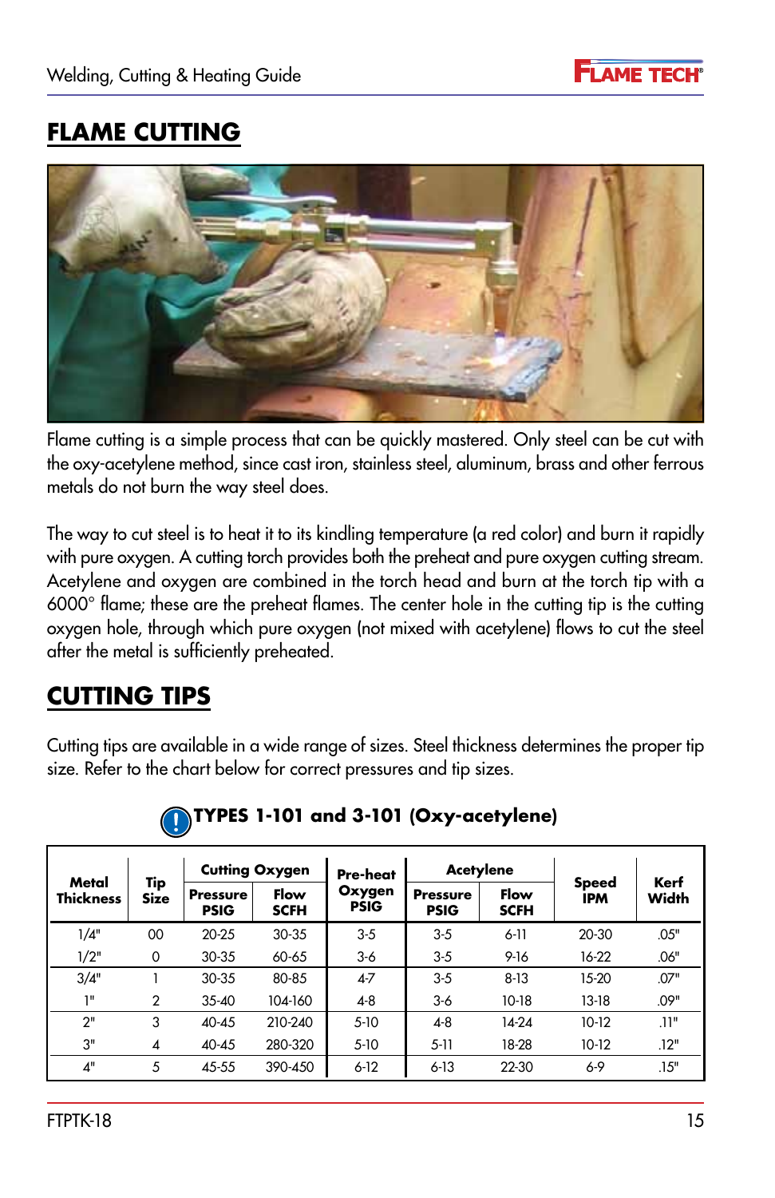## FLAME CUTTING

Flame cutting is a simple process that can be quickly mastered. Only steel can be cut with the oxy-acetylene method, since cast iron, stainless steel, aluminum, brass and other ferrous metals do not burn the way steel does.

The way to cut steel is to heat it to its kindling temperature (a red color) and burn it rapidly with pure oxygen. A cutting torch provides both the preheat and pure oxygen cutting stream. Acetylene and oxygen are combined in the torch head and burn at the torch tip with a 6000° flame; these are the preheat flames. The center hole in the cutting tip is the cutting oxygen hole, through which pure oxygen (not mixed with acetylene) flows to cut the steel after the metal is sufficiently preheated.

## CUTTING TIPS

Cutting tips are available in a wide range of sizes. Steel thickness determines the proper tip size. Refer to the chart below for correct pressures and tip sizes.

**TYPES 1-101 and 3-101 (Oxy-acetylene)**

| Metal Thickness | Tip Size | Cutting Oxygen | | Pre-heat Oxygen PSIG | Acetylene | | Speed IPM | Kerf Width |
|---|---|---|---|---|---|---|---|---|
| | | Pressure PSIG | Flow SCFH | | Pressure PSIG | Flow SCFH | | |
| 1/4" | 00 | 20-25 | 30-35 | 3-5 | 3-5 | 6-11 | 20-30 | .05" |
| 1/2" | 0 | 30-35 | 60-65 | 3-6 | 3-5 | 9-16 | 16-22 | .06" |
| 3/4" | 1 | 30-35 | 80-85 | 4-7 | 3-5 | 8-13 | 15-20 | .07" |
| 1" | 2 | 35-40 | 104-160 | 4-8 | 3-6 | 10-18 | 13-18 | .09" |
| 2" | 3 | 40-45 | 210-240 | 5-10 | 4-8 | 14-24 | 10-12 | .11" |
| 3" | 4 | 40-45 | 280-320 | 5-10 | 5-11 | 18-28 | 10-12 | .12" |
| 4" | 5 | 45-55 | 390-450 | 6-12 | 6-13 | 22-30 | 6-9 | .15" |

FTPTK-18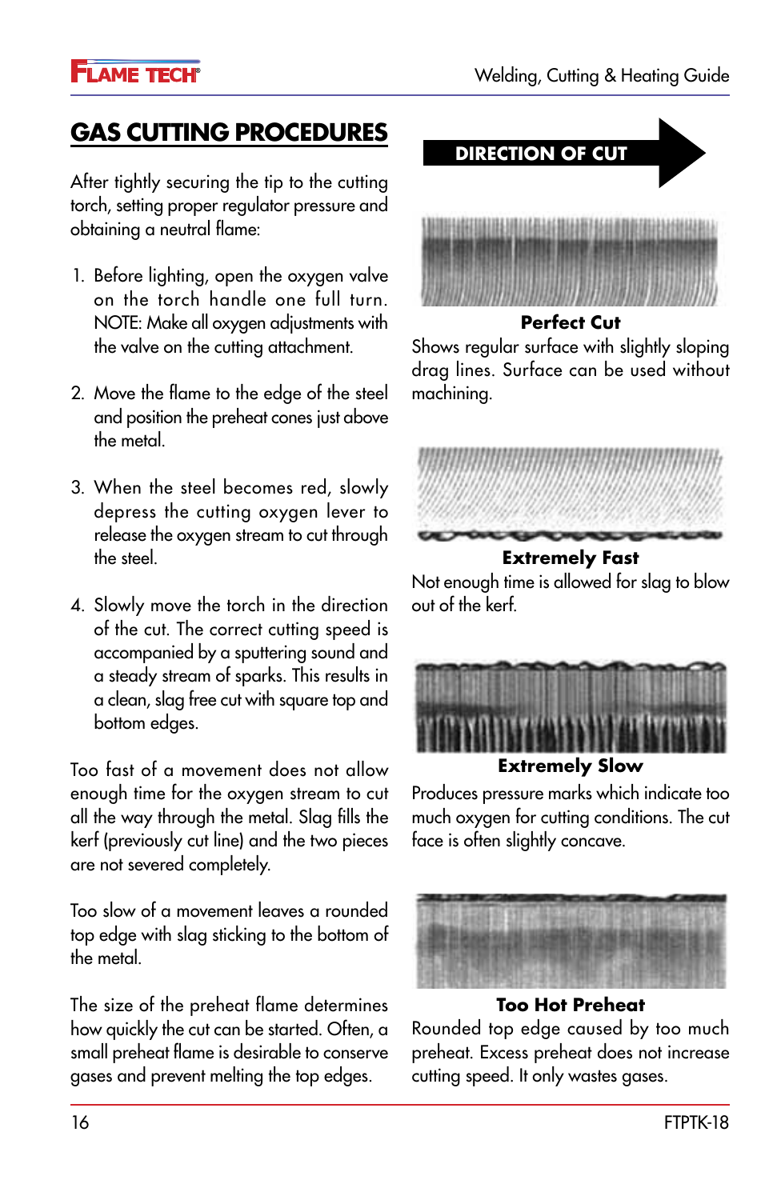## GAS CUTTING PROCEDURES

After tightly securing the tip to the cutting torch, setting proper regulator pressure and obtaining a neutral flame:

1. Before lighting, open the oxygen valve on the torch handle one full turn. NOTE: Make all oxygen adjustments with the valve on the cutting attachment.
2. Move the flame to the edge of the steel and position the preheat cones just above the metal.
3. When the steel becomes red, slowly depress the cutting oxygen lever to release the oxygen stream to cut through the steel.
4. Slowly move the torch in the direction of the cut. The correct cutting speed is accompanied by a sputtering sound and a steady stream of sparks. This results in a clean, slag free cut with square top and bottom edges.

Too fast of a movement does not allow enough time for the oxygen stream to cut all the way through the metal. Slag fills the kerf (previously cut line) and the two pieces are not severed completely.

Too slow of a movement leaves a rounded top edge with slag sticking to the bottom of the metal.

The size of the preheat flame determines how quickly the cut can be started. Often, a small preheat flame is desirable to conserve gases and prevent melting the top edges.

**DIRECTION OF CUT**

**Perfect Cut**
Shows regular surface with slightly sloping drag lines. Surface can be used without machining.

**Extremely Fast**
Not enough time is allowed for slag to blow out of the kerf.

**Extremely Slow**
Produces pressure marks which indicate too much oxygen for cutting conditions. The cut face is often slightly concave.

**Too Hot Preheat**
Rounded top edge caused by too much preheat. Excess preheat does not increase cutting speed. It only wastes gases.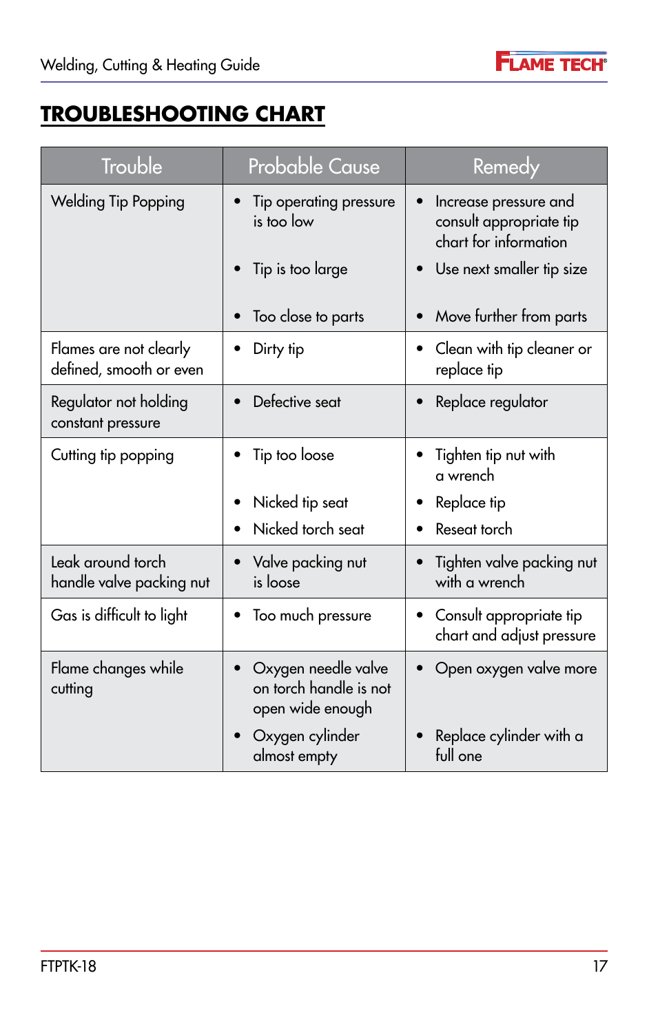# TROUBLESHOOTING CHART

| Trouble | Probable Cause | Remedy |
|---|---|---|
| Welding Tip Popping | • Tip operating pressure is too low<br>• Tip is too large<br>• Too close to parts | • Increase pressure and consult appropriate tip chart for information<br>• Use next smaller tip size<br>• Move further from parts |
| Flames are not clearly defined, smooth or even | • Dirty tip | • Clean with tip cleaner or replace tip |
| Regulator not holding constant pressure | • Defective seat | • Replace regulator |
| Cutting tip popping | • Tip too loose<br>• Nicked tip seat<br>• Nicked torch seat | • Tighten tip nut with a wrench<br>• Replace tip<br>• Reseat torch |
| Leak around torch handle valve packing nut | • Valve packing nut is loose | • Tighten valve packing nut with a wrench |
| Gas is difficult to light | • Too much pressure | • Consult appropriate tip chart and adjust pressure |
| Flame changes while cutting | • Oxygen needle valve on torch handle is not open wide enough<br>• Oxygen cylinder almost empty | • Open oxygen valve more<br>• Replace cylinder with a full one |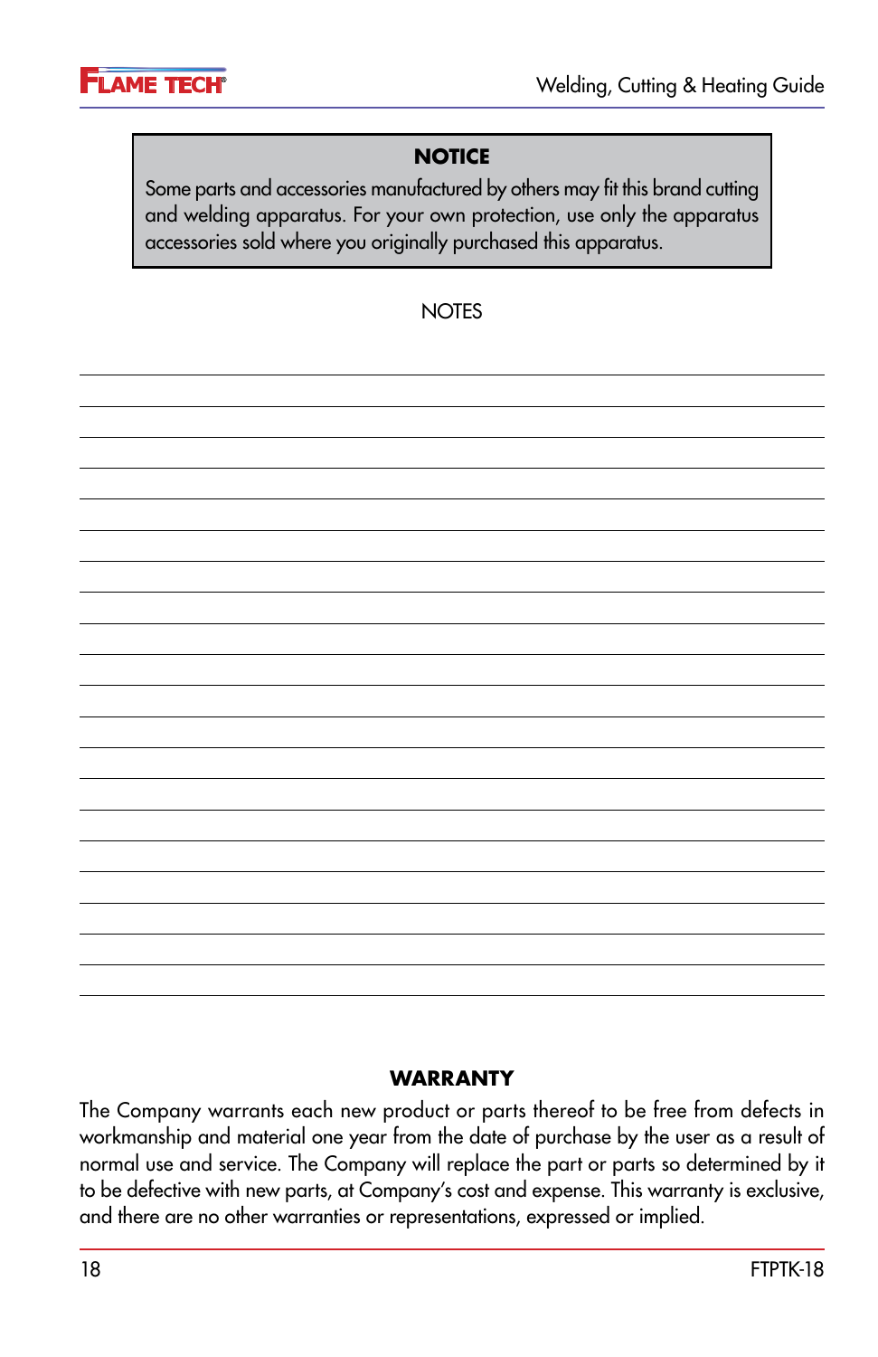**NOTICE**

Some parts and accessories manufactured by others may fit this brand cutting and welding apparatus. For your own protection, use only the apparatus accessories sold where you originally purchased this apparatus.

NOTES

## WARRANTY

The Company warrants each new product or parts thereof to be free from defects in workmanship and material one year from the date of purchase by the user as a result of normal use and service. The Company will replace the part or parts so determined by it to be defective with new parts, at Company's cost and expense. This warranty is exclusive, and there are no other warranties or representations, expressed or implied.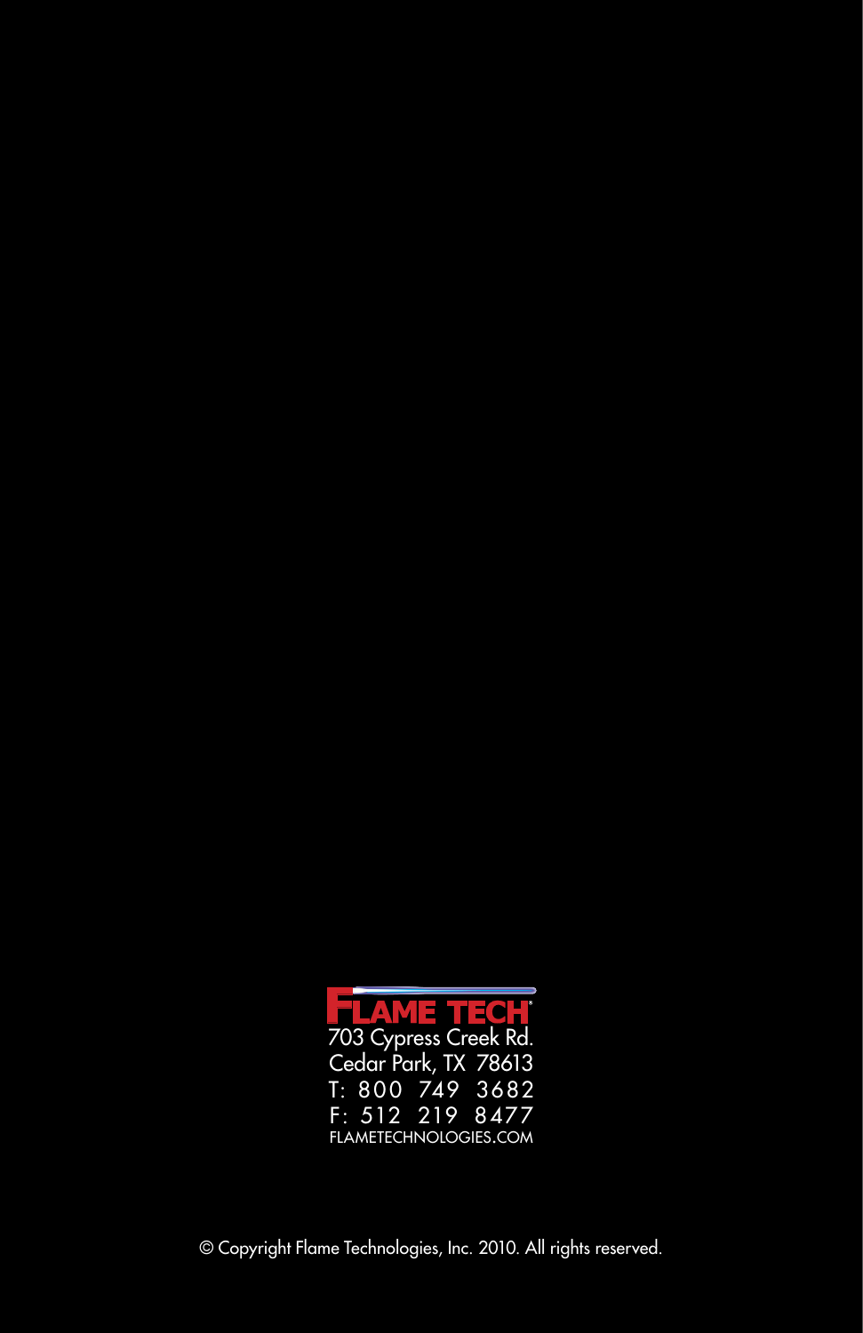FLAME TECH®

703 Cypress Creek Rd.
Cedar Park, TX 78613
T: 800 749 3682
F: 512 219 8477
FLAMETECHNOLOGIES.COM

© Copyright Flame Technologies, Inc. 2010. All rights reserved.